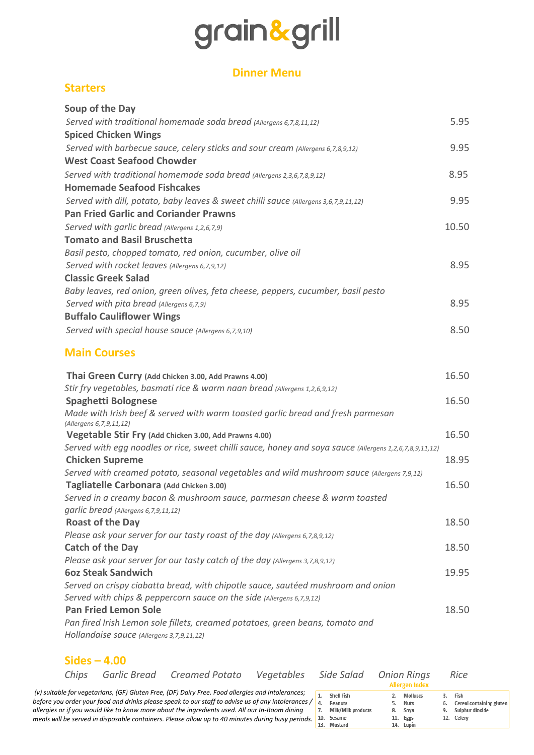# grain&grill

## Dinner Menu

### Starters

**Soup of the Day**
*Served with traditional homemade soda bread* *(Allergens 6,7,8,11,12)* 5.95

**Spiced Chicken Wings**
*Served with barbecue sauce, celery sticks and sour cream* *(Allergens 6,7,8,9,12)* 9.95

**West Coast Seafood Chowder**
*Served with traditional homemade soda bread* *(Allergens 2,3,6,7,8,9,12)* 8.95

**Homemade Seafood Fishcakes**
*Served with dill, potato, baby leaves & sweet chilli sauce* *(Allergens 3,6,7,9,11,12)* 9.95

**Pan Fried Garlic and Coriander Prawns**
*Served with garlic bread* *(Allergens 1,2,6,7,9)* 10.50

**Tomato and Basil Bruschetta**
*Basil pesto, chopped tomato, red onion, cucumber, olive oil*
*Served with rocket leaves* *(Allergens 6,7,9,12)* 8.95

**Classic Greek Salad**
*Baby leaves, red onion, green olives, feta cheese, peppers, cucumber, basil pesto*
*Served with pita bread* *(Allergens 6,7,9)* 8.95

**Buffalo Cauliflower Wings**
*Served with special house sauce* *(Allergens 6,7,9,10)* 8.50

### Main Courses

**Thai Green Curry (Add Chicken 3.00, Add Prawns 4.00)** 16.50
*Stir fry vegetables, basmati rice & warm naan bread* *(Allergens 1,2,6,9,12)*

**Spaghetti Bolognese** 16.50
*Made with Irish beef & served with warm toasted garlic bread and fresh parmesan*
*(Allergens 6,7,9,11,12)*

**Vegetable Stir Fry (Add Chicken 3.00, Add Prawns 4.00)** 16.50
*Served with egg noodles or rice, sweet chilli sauce, honey and soya sauce* *(Allergens 1,2,6,7,8,9,11,12)*

**Chicken Supreme** 18.95
*Served with creamed potato, seasonal vegetables and wild mushroom sauce* *(Allergens 7,9,12)*

**Tagliatelle Carbonara (Add Chicken 3.00)** 16.50
*Served in a creamy bacon & mushroom sauce, parmesan cheese & warm toasted garlic bread* *(Allergens 6,7,9,11,12)*

**Roast of the Day** 18.50
*Please ask your server for our tasty roast of the day* *(Allergens 6,7,8,9,12)*

**Catch of the Day** 18.50
*Please ask your server for our tasty catch of the day* *(Allergens 3,7,8,9,12)*

**6oz Steak Sandwich** 19.95
*Served on crispy ciabatta bread, with chipotle sauce, sautéed mushroom and onion*
*Served with chips & peppercorn sauce on the side* *(Allergens 6,7,9,12)*

**Pan Fried Lemon Sole** 18.50
*Pan fired Irish Lemon sole fillets, creamed potatoes, green beans, tomato and Hollandaise sauce* *(Allergens 3,7,9,11,12)*

### Sides – 4.00

*Chips* | *Garlic Bread* | *Creamed Potato* | *Vegetables* | *Side Salad* | *Onion Rings* | *Rice*

*(v) suitable for vegetarians, (GF) Gluten Free, (DF) Dairy Free. Food allergies and intolerances; before you order your food and drinks please speak to our staff to advise us of any intolerances / allergies or if you would like to know more about the ingredients used. All our In-Room dining meals will be served in disposable containers. Please allow up to 40 minutes during busy periods.*

**Allergen Index**

| | | |
|---|---|---|
| 1. Shell Fish | 2. Molluscs | 3. Fish |
| 4. Peanuts | 5. Nuts | 6. Cereal containing gluten |
| 7. Milk/Milk products | 8. Soya | 9. Sulphur dioxide |
| 10. Sesame | 11. Eggs | 12. Celery |
| 13. Mustard | 14. Lupin | |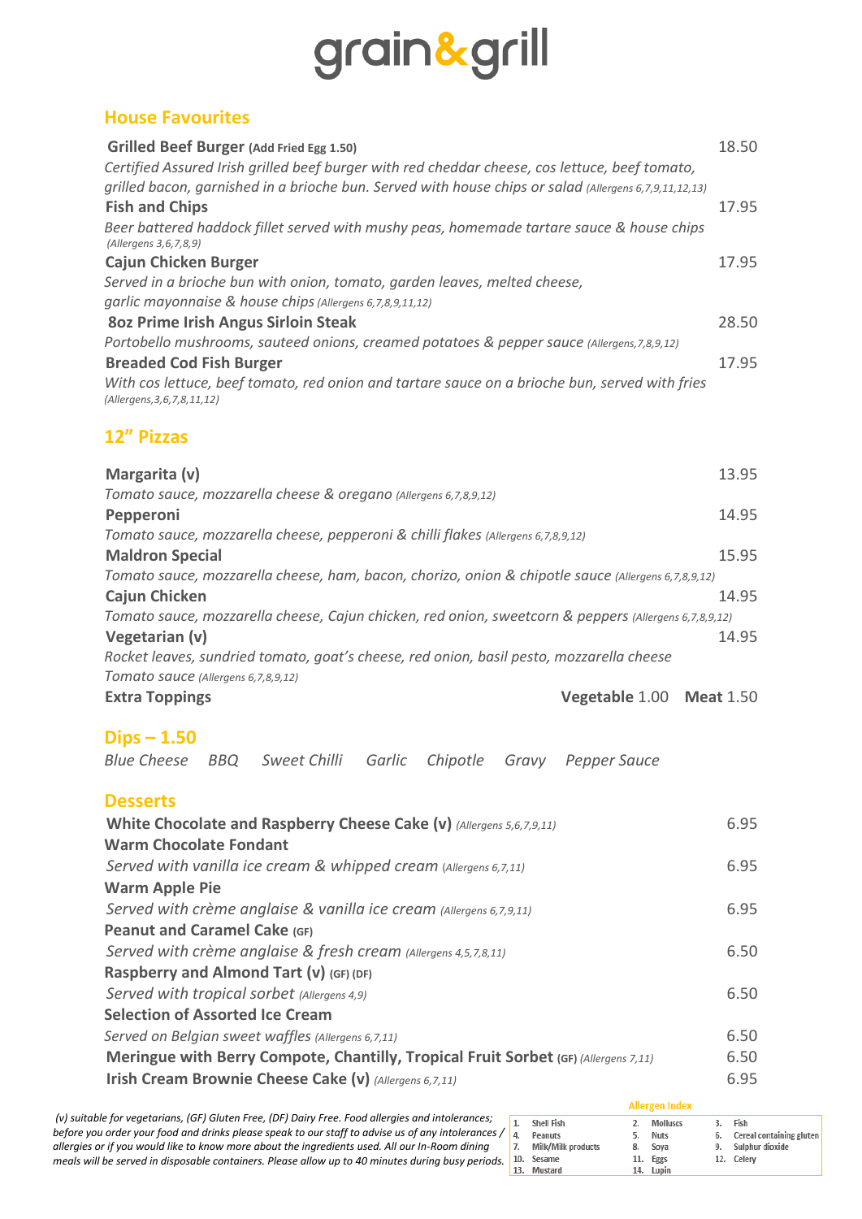# grain&grill

## House Favourites

**Grilled Beef Burger** **(Add Fried Egg 1.50)** 18.50

*Certified Assured Irish grilled beef burger with red cheddar cheese, cos lettuce, beef tomato, grilled bacon, garnished in a brioche bun. Served with house chips or salad (Allergens 6,7,9,11,12,13)*

**Fish and Chips** 17.95

*Beer battered haddock fillet served with mushy peas, homemade tartare sauce & house chips (Allergens 3,6,7,8,9)*

**Cajun Chicken Burger** 17.95

*Served in a brioche bun with onion, tomato, garden leaves, melted cheese, garlic mayonnaise & house chips (Allergens 6,7,8,9,11,12)*

**8oz Prime Irish Angus Sirloin Steak** 28.50

*Portobello mushrooms, sauteed onions, creamed potatoes & pepper sauce (Allergens,7,8,9,12)*

**Breaded Cod Fish Burger** 17.95

*With cos lettuce, beef tomato, red onion and tartare sauce on a brioche bun, served with fries (Allergens,3,6,7,8,11,12)*

## 12" Pizzas

**Margarita (v)** 13.95

*Tomato sauce, mozzarella cheese & oregano (Allergens 6,7,8,9,12)*

**Pepperoni** 14.95

*Tomato sauce, mozzarella cheese, pepperoni & chilli flakes (Allergens 6,7,8,9,12)*

**Maldron Special** 15.95

*Tomato sauce, mozzarella cheese, ham, bacon, chorizo, onion & chipotle sauce (Allergens 6,7,8,9,12)*

**Cajun Chicken** 14.95

*Tomato sauce, mozzarella cheese, Cajun chicken, red onion, sweetcorn & peppers (Allergens 6,7,8,9,12)*

**Vegetarian (v)** 14.95

*Rocket leaves, sundried tomato, goat's cheese, red onion, basil pesto, mozzarella cheese Tomato sauce (Allergens 6,7,8,9,12)*

**Extra Toppings** — **Vegetable** 1.00 **Meat** 1.50

## Dips – 1.50

*Blue Cheese BBQ Sweet Chilli Garlic Chipotle Gravy Pepper Sauce*

## Desserts

**White Chocolate and Raspberry Cheese Cake (v)** *(Allergens 5,6,7,9,11)* 6.95

**Warm Chocolate Fondant**
*Served with vanilla ice cream & whipped cream (Allergens 6,7,11)* 6.95

**Warm Apple Pie**
*Served with crème anglaise & vanilla ice cream (Allergens 6,7,9,11)* 6.95

**Peanut and Caramel Cake (GF)**
*Served with crème anglaise & fresh cream (Allergens 4,5,7,8,11)* 6.50

**Raspberry and Almond Tart (v) (GF) (DF)**
*Served with tropical sorbet (Allergens 4,9)* 6.50

**Selection of Assorted Ice Cream**
*Served on Belgian sweet waffles (Allergens 6,7,11)* 6.50

**Meringue with Berry Compote, Chantilly, Tropical Fruit Sorbet (GF)** *(Allergens 7,11)* 6.50

**Irish Cream Brownie Cheese Cake (v)** *(Allergens 6,7,11)* 6.95

*(v) suitable for vegetarians, (GF) Gluten Free, (DF) Dairy Free. Food allergies and intolerances; before you order your food and drinks please speak to our staff to advise us of any intolerances / allergies or if you would like to know more about the ingredients used. All our In-Room dining meals will be served in disposable containers. Please allow up to 40 minutes during busy periods.*

**Allergen Index**

| | | |
|---|---|---|
| 1. Shell Fish | 2. Molluscs | 3. Fish |
| 4. Peanuts | 5. Nuts | 6. Cereal containing gluten |
| 7. Milk/Milk products | 8. Soya | 9. Sulphur dioxide |
| 10. Sesame | 11. Eggs | 12. Celery |
| 13. Mustard | 14. Lupin | |